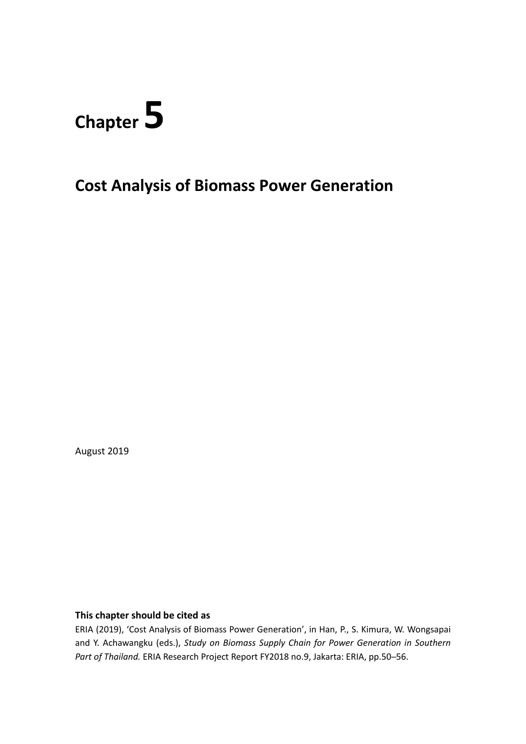# Chapter 5

## Cost Analysis of Biomass Power Generation

August 2019

**This chapter should be cited as**

ERIA (2019), 'Cost Analysis of Biomass Power Generation', in Han, P., S. Kimura, W. Wongsapai and Y. Achawangku (eds.), *Study on Biomass Supply Chain for Power Generation in Southern Part of Thailand.* ERIA Research Project Report FY2018 no.9, Jakarta: ERIA, pp.50–56.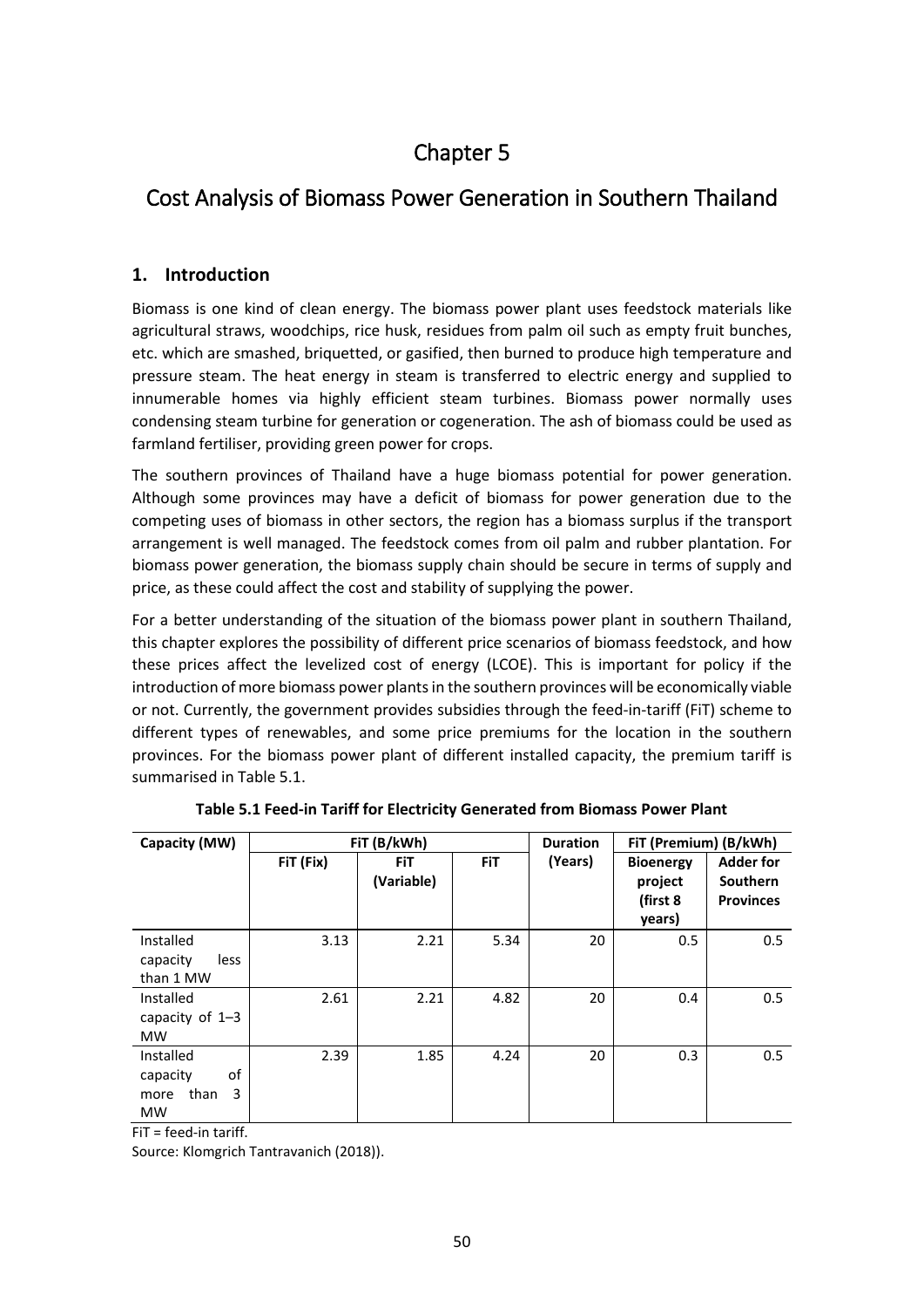# Chapter 5

# Cost Analysis of Biomass Power Generation in Southern Thailand

## 1. Introduction

Biomass is one kind of clean energy. The biomass power plant uses feedstock materials like agricultural straws, woodchips, rice husk, residues from palm oil such as empty fruit bunches, etc. which are smashed, briquetted, or gasified, then burned to produce high temperature and pressure steam. The heat energy in steam is transferred to electric energy and supplied to innumerable homes via highly efficient steam turbines. Biomass power normally uses condensing steam turbine for generation or cogeneration. The ash of biomass could be used as farmland fertiliser, providing green power for crops.

The southern provinces of Thailand have a huge biomass potential for power generation. Although some provinces may have a deficit of biomass for power generation due to the competing uses of biomass in other sectors, the region has a biomass surplus if the transport arrangement is well managed. The feedstock comes from oil palm and rubber plantation. For biomass power generation, the biomass supply chain should be secure in terms of supply and price, as these could affect the cost and stability of supplying the power.

For a better understanding of the situation of the biomass power plant in southern Thailand, this chapter explores the possibility of different price scenarios of biomass feedstock, and how these prices affect the levelized cost of energy (LCOE). This is important for policy if the introduction of more biomass power plants in the southern provinces will be economically viable or not. Currently, the government provides subsidies through the feed-in-tariff (FiT) scheme to different types of renewables, and some price premiums for the location in the southern provinces. For the biomass power plant of different installed capacity, the premium tariff is summarised in Table 5.1.

**Table 5.1 Feed-in Tariff for Electricity Generated from Biomass Power Plant**

| Capacity (MW) | FiT (B/kWh) | | | Duration (Years) | FiT (Premium) (B/kWh) | |
|---|---|---|---|---|---|---|
| | FiT (Fix) | FiT (Variable) | FiT | | Bioenergy project (first 8 years) | Adder for Southern Provinces |
| Installed capacity less than 1 MW | 3.13 | 2.21 | 5.34 | 20 | 0.5 | 0.5 |
| Installed capacity of 1–3 MW | 2.61 | 2.21 | 4.82 | 20 | 0.4 | 0.5 |
| Installed capacity of more than 3 MW | 2.39 | 1.85 | 4.24 | 20 | 0.3 | 0.5 |

FiT = feed-in tariff.

Source: Klomgrich Tantravanich (2018)).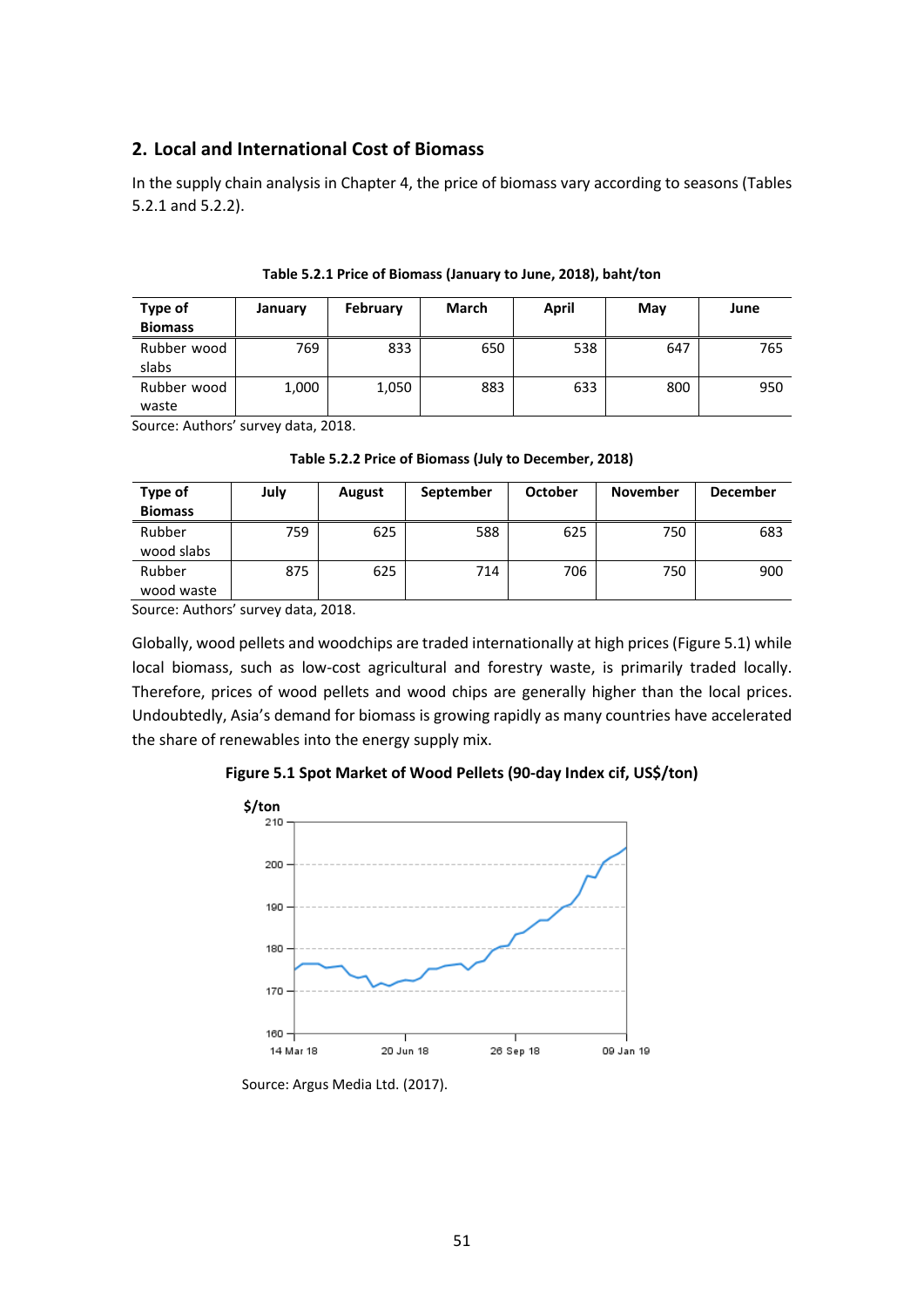## 2. Local and International Cost of Biomass

In the supply chain analysis in Chapter 4, the price of biomass vary according to seasons (Tables 5.2.1 and 5.2.2).

**Table 5.2.1 Price of Biomass (January to June, 2018), baht/ton**

| Type of Biomass | January | February | March | April | May | June |
|---|---|---|---|---|---|---|
| Rubber wood slabs | 769 | 833 | 650 | 538 | 647 | 765 |
| Rubber wood waste | 1,000 | 1,050 | 883 | 633 | 800 | 950 |

Source: Authors' survey data, 2018.

**Table 5.2.2 Price of Biomass (July to December, 2018)**

| Type of Biomass | July | August | September | October | November | December |
|---|---|---|---|---|---|---|
| Rubber wood slabs | 759 | 625 | 588 | 625 | 750 | 683 |
| Rubber wood waste | 875 | 625 | 714 | 706 | 750 | 900 |

Source: Authors' survey data, 2018.

Globally, wood pellets and woodchips are traded internationally at high prices (Figure 5.1) while local biomass, such as low-cost agricultural and forestry waste, is primarily traded locally. Therefore, prices of wood pellets and wood chips are generally higher than the local prices. Undoubtedly, Asia's demand for biomass is growing rapidly as many countries have accelerated the share of renewables into the energy supply mix.

**Figure 5.1 Spot Market of Wood Pellets (90-day Index cif, US$/ton)**

Source: Argus Media Ltd. (2017).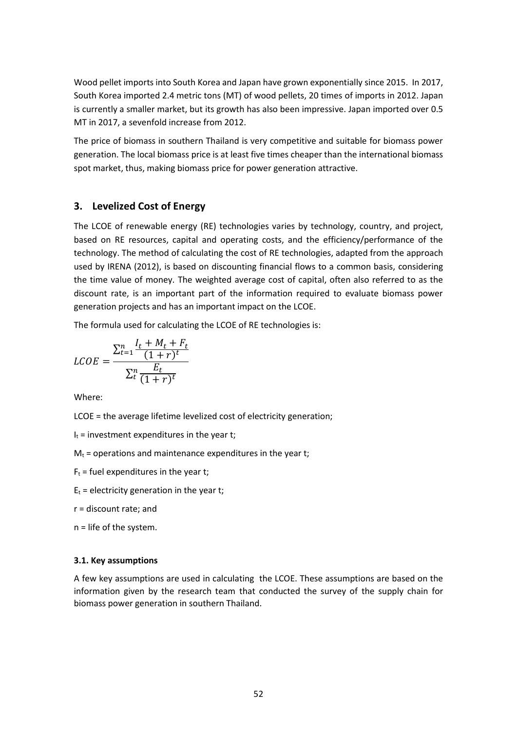Wood pellet imports into South Korea and Japan have grown exponentially since 2015. In 2017, South Korea imported 2.4 metric tons (MT) of wood pellets, 20 times of imports in 2012. Japan is currently a smaller market, but its growth has also been impressive. Japan imported over 0.5 MT in 2017, a sevenfold increase from 2012.

The price of biomass in southern Thailand is very competitive and suitable for biomass power generation. The local biomass price is at least five times cheaper than the international biomass spot market, thus, making biomass price for power generation attractive.

## 3. Levelized Cost of Energy

The LCOE of renewable energy (RE) technologies varies by technology, country, and project, based on RE resources, capital and operating costs, and the efficiency/performance of the technology. The method of calculating the cost of RE technologies, adapted from the approach used by IRENA (2012), is based on discounting financial flows to a common basis, considering the time value of money. The weighted average cost of capital, often also referred to as the discount rate, is an important part of the information required to evaluate biomass power generation projects and has an important impact on the LCOE.

The formula used for calculating the LCOE of RE technologies is:

$$LCOE = \frac{\sum_{t=1}^{n} \frac{I_t + M_t + F_t}{(1+r)^t}}{\sum_{t}^{n} \frac{E_t}{(1+r)^t}}$$

Where:

LCOE = the average lifetime levelized cost of electricity generation;

$I_t$ = investment expenditures in the year t;

$M_t$ = operations and maintenance expenditures in the year t;

$F_t$ = fuel expenditures in the year t;

$E_t$ = electricity generation in the year t;

r = discount rate; and

n = life of the system.

### 3.1. Key assumptions

A few key assumptions are used in calculating the LCOE. These assumptions are based on the information given by the research team that conducted the survey of the supply chain for biomass power generation in southern Thailand.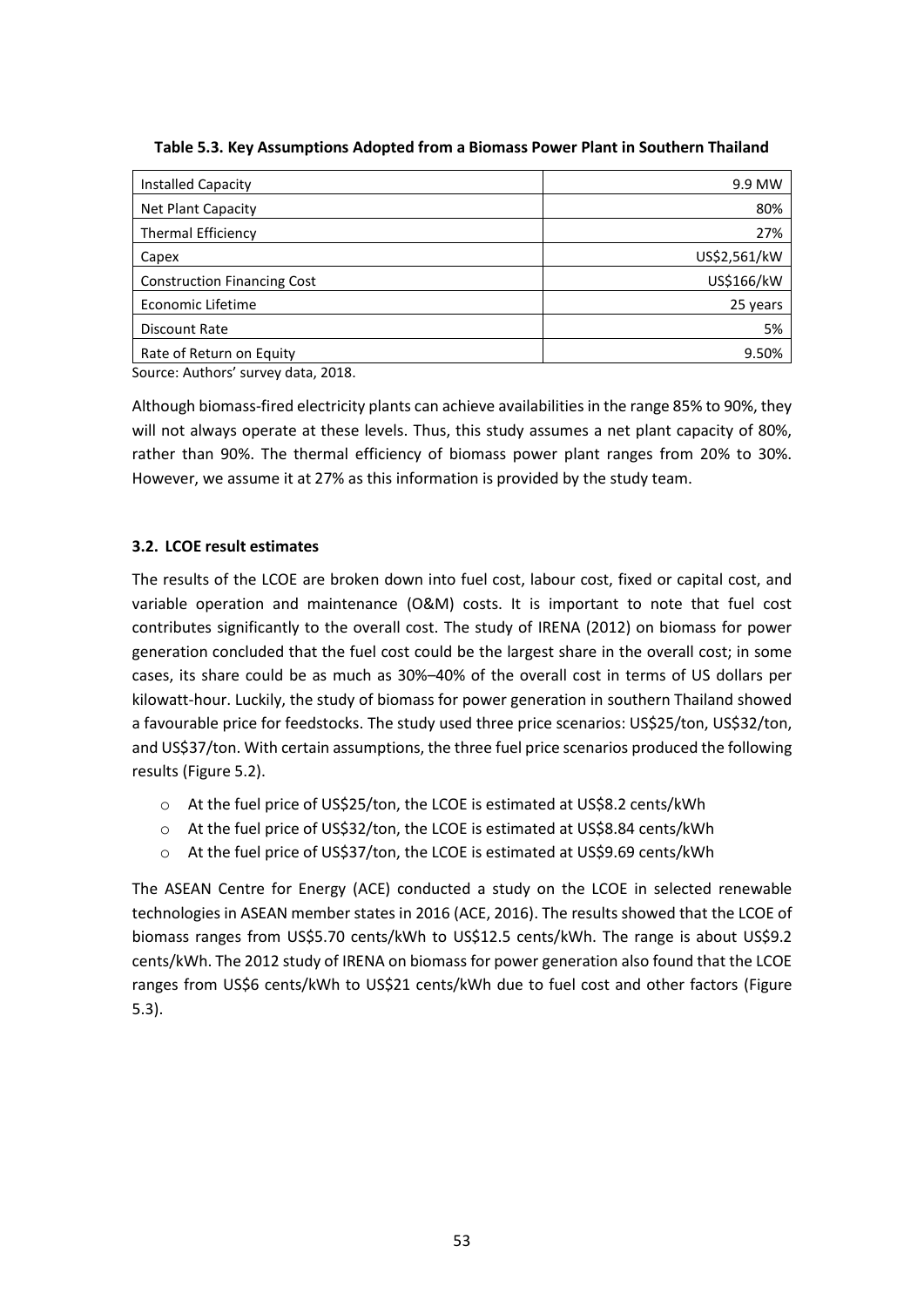**Table 5.3. Key Assumptions Adopted from a Biomass Power Plant in Southern Thailand**

| | |
|---|---|
| Installed Capacity | 9.9 MW |
| Net Plant Capacity | 80% |
| Thermal Efficiency | 27% |
| Capex | US$2,561/kW |
| Construction Financing Cost | US$166/kW |
| Economic Lifetime | 25 years |
| Discount Rate | 5% |
| Rate of Return on Equity | 9.50% |

Source: Authors' survey data, 2018.

Although biomass-fired electricity plants can achieve availabilities in the range 85% to 90%, they will not always operate at these levels. Thus, this study assumes a net plant capacity of 80%, rather than 90%. The thermal efficiency of biomass power plant ranges from 20% to 30%. However, we assume it at 27% as this information is provided by the study team.

### 3.2. LCOE result estimates

The results of the LCOE are broken down into fuel cost, labour cost, fixed or capital cost, and variable operation and maintenance (O&M) costs. It is important to note that fuel cost contributes significantly to the overall cost. The study of IRENA (2012) on biomass for power generation concluded that the fuel cost could be the largest share in the overall cost; in some cases, its share could be as much as 30%–40% of the overall cost in terms of US dollars per kilowatt-hour. Luckily, the study of biomass for power generation in southern Thailand showed a favourable price for feedstocks. The study used three price scenarios: US$25/ton, US$32/ton, and US$37/ton. With certain assumptions, the three fuel price scenarios produced the following results (Figure 5.2).

- At the fuel price of US$25/ton, the LCOE is estimated at US$8.2 cents/kWh
- At the fuel price of US$32/ton, the LCOE is estimated at US$8.84 cents/kWh
- At the fuel price of US$37/ton, the LCOE is estimated at US$9.69 cents/kWh

The ASEAN Centre for Energy (ACE) conducted a study on the LCOE in selected renewable technologies in ASEAN member states in 2016 (ACE, 2016). The results showed that the LCOE of biomass ranges from US$5.70 cents/kWh to US$12.5 cents/kWh. The range is about US$9.2 cents/kWh. The 2012 study of IRENA on biomass for power generation also found that the LCOE ranges from US$6 cents/kWh to US$21 cents/kWh due to fuel cost and other factors (Figure 5.3).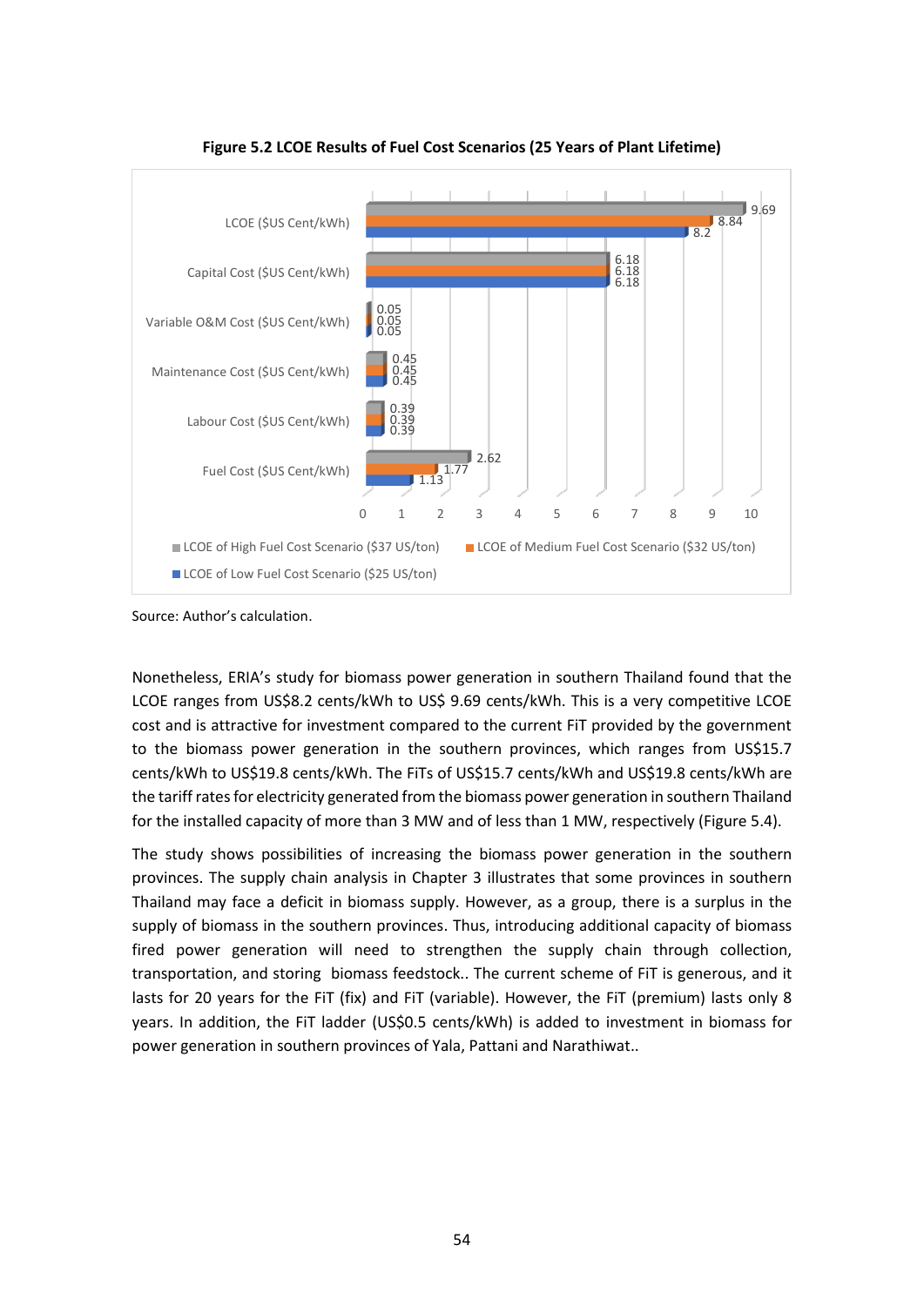**Figure 5.2 LCOE Results of Fuel Cost Scenarios (25 Years of Plant Lifetime)**

| | LCOE of High Fuel Cost Scenario ($37 US/ton) | LCOE of Medium Fuel Cost Scenario ($32 US/ton) | LCOE of Low Fuel Cost Scenario ($25 US/ton) |
|---|---|---|---|
| LCOE ($US Cent/kWh) | 9.69 | 8.84 | 8.2 |
| Capital Cost ($US Cent/kWh) | 6.18 | 6.18 | 6.18 |
| Variable O&M Cost ($US Cent/kWh) | 0.05 | 0.05 | 0.05 |
| Maintenance Cost ($US Cent/kWh) | 0.45 | 0.45 | 0.45 |
| Labour Cost ($US Cent/kWh) | 0.39 | 0.39 | 0.39 |
| Fuel Cost ($US Cent/kWh) | 2.62 | 1.77 | 1.13 |

Source: Author's calculation.

Nonetheless, ERIA's study for biomass power generation in southern Thailand found that the LCOE ranges from US$8.2 cents/kWh to US$ 9.69 cents/kWh. This is a very competitive LCOE cost and is attractive for investment compared to the current FiT provided by the government to the biomass power generation in the southern provinces, which ranges from US$15.7 cents/kWh to US$19.8 cents/kWh. The FiTs of US$15.7 cents/kWh and US$19.8 cents/kWh are the tariff rates for electricity generated from the biomass power generation in southern Thailand for the installed capacity of more than 3 MW and of less than 1 MW, respectively (Figure 5.4).

The study shows possibilities of increasing the biomass power generation in the southern provinces. The supply chain analysis in Chapter 3 illustrates that some provinces in southern Thailand may face a deficit in biomass supply. However, as a group, there is a surplus in the supply of biomass in the southern provinces. Thus, introducing additional capacity of biomass fired power generation will need to strengthen the supply chain through collection, transportation, and storing biomass feedstock.. The current scheme of FiT is generous, and it lasts for 20 years for the FiT (fix) and FiT (variable). However, the FiT (premium) lasts only 8 years. In addition, the FiT ladder (US$0.5 cents/kWh) is added to investment in biomass for power generation in southern provinces of Yala, Pattani and Narathiwat..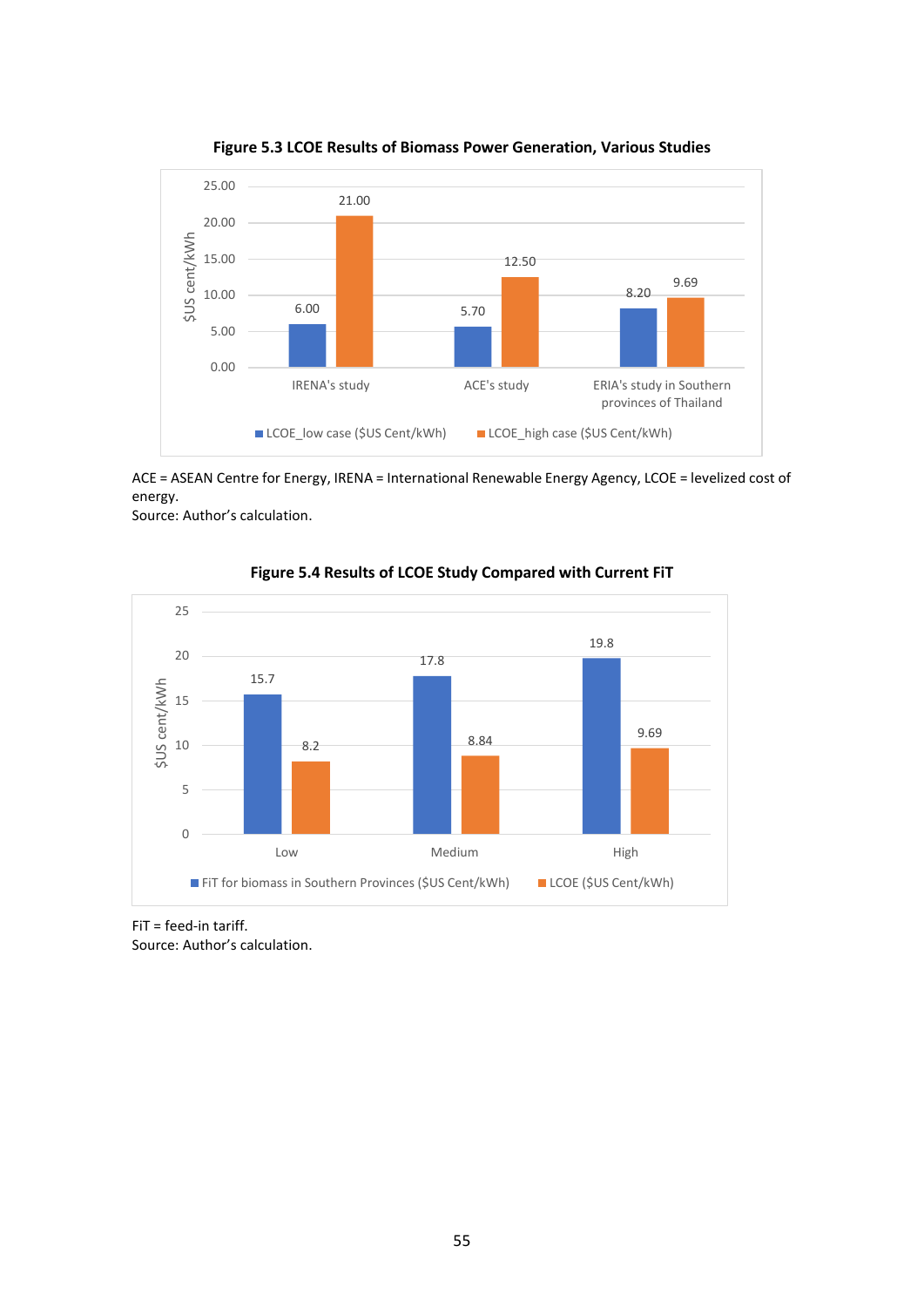**Figure 5.3 LCOE Results of Biomass Power Generation, Various Studies**

| | LCOE_low case ($US Cent/kWh) | LCOE_high case ($US Cent/kWh) |
|---|---|---|
| IRENA's study | 6.00 | 21.00 |
| ACE's study | 5.70 | 12.50 |
| ERIA's study in Southern provinces of Thailand | 8.20 | 9.69 |

ACE = ASEAN Centre for Energy, IRENA = International Renewable Energy Agency, LCOE = levelized cost of energy.
Source: Author's calculation.

**Figure 5.4 Results of LCOE Study Compared with Current FiT**

| | FiT for biomass in Southern Provinces ($US Cent/kWh) | LCOE ($US Cent/kWh) |
|---|---|---|
| Low | 15.7 | 8.2 |
| Medium | 17.8 | 8.84 |
| High | 19.8 | 9.69 |

FiT = feed-in tariff.
Source: Author's calculation.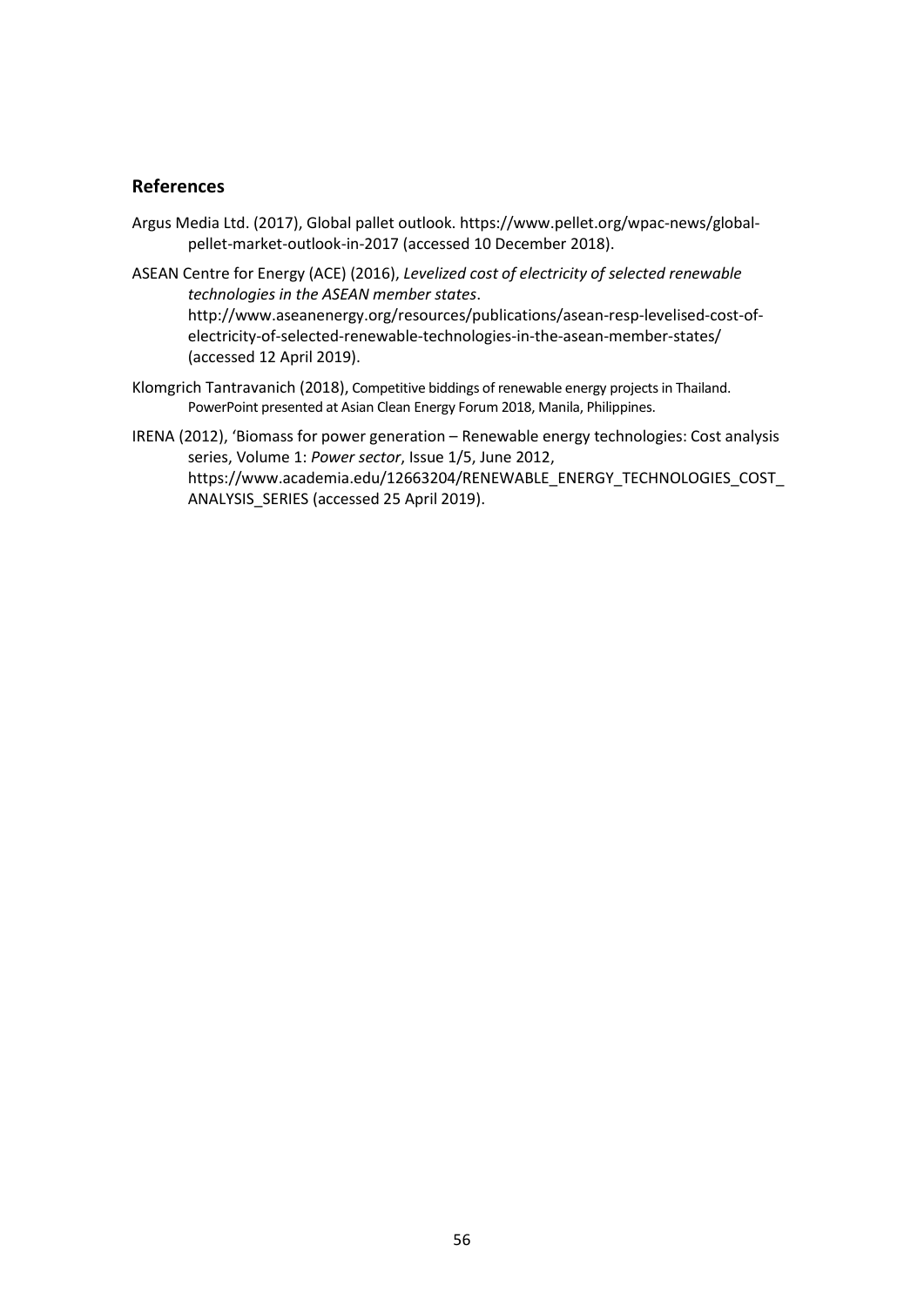## References

Argus Media Ltd. (2017), Global pallet outlook. https://www.pellet.org/wpac-news/global-pellet-market-outlook-in-2017 (accessed 10 December 2018).

ASEAN Centre for Energy (ACE) (2016), *Levelized cost of electricity of selected renewable technologies in the ASEAN member states*. http://www.aseanenergy.org/resources/publications/asean-resp-levelised-cost-of-electricity-of-selected-renewable-technologies-in-the-asean-member-states/ (accessed 12 April 2019).

Klomgrich Tantravanich (2018), Competitive biddings of renewable energy projects in Thailand. PowerPoint presented at Asian Clean Energy Forum 2018, Manila, Philippines.

IRENA (2012), 'Biomass for power generation – Renewable energy technologies: Cost analysis series, Volume 1: *Power sector*, Issue 1/5, June 2012, https://www.academia.edu/12663204/RENEWABLE_ENERGY_TECHNOLOGIES_COST_ANALYSIS_SERIES (accessed 25 April 2019).